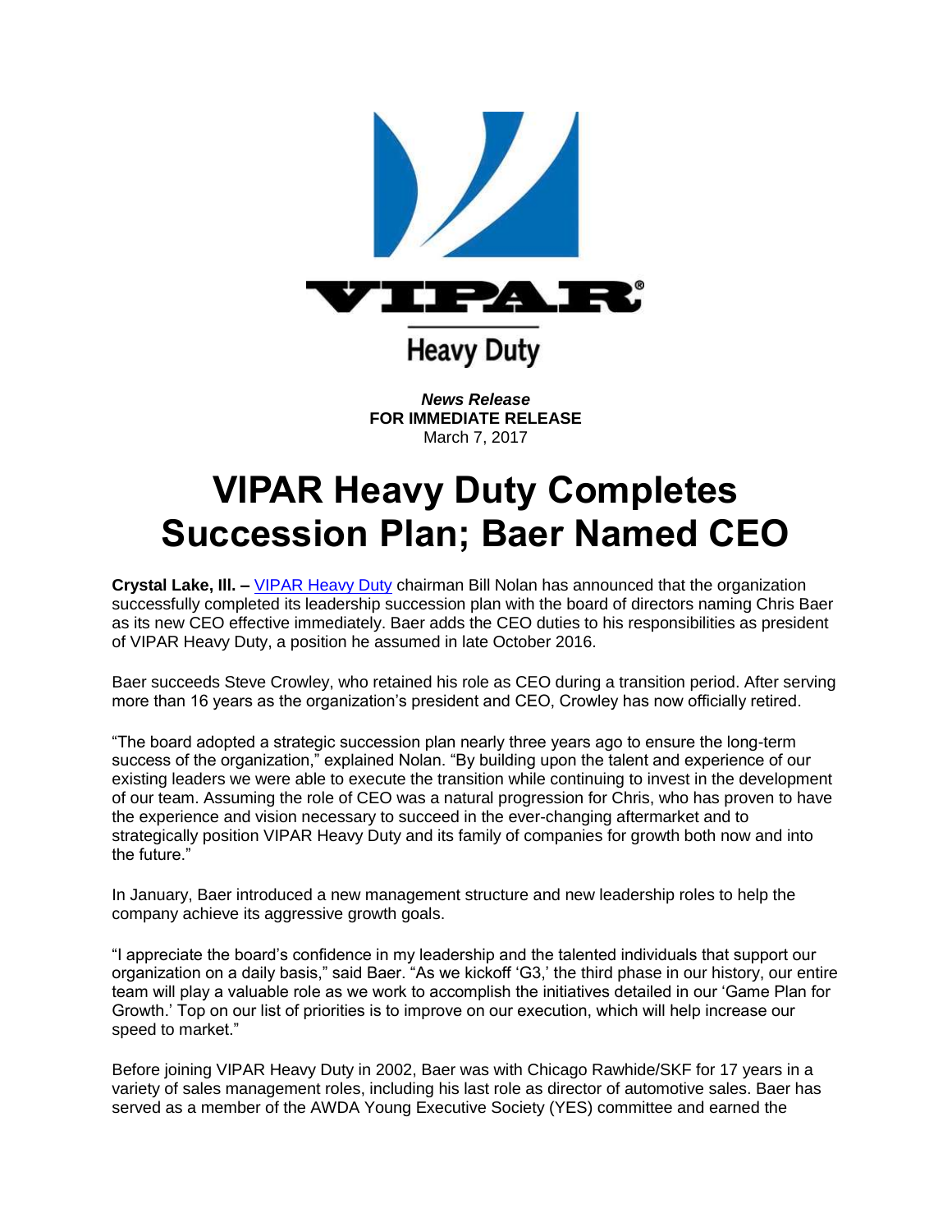VIPAR®

Heavy Duty

***News Release***
**FOR IMMEDIATE RELEASE**
March 7, 2017

# VIPAR Heavy Duty Completes Succession Plan; Baer Named CEO

**Crystal Lake, Ill. –** VIPAR Heavy Duty chairman Bill Nolan has announced that the organization successfully completed its leadership succession plan with the board of directors naming Chris Baer as its new CEO effective immediately. Baer adds the CEO duties to his responsibilities as president of VIPAR Heavy Duty, a position he assumed in late October 2016.

Baer succeeds Steve Crowley, who retained his role as CEO during a transition period. After serving more than 16 years as the organization's president and CEO, Crowley has now officially retired.

"The board adopted a strategic succession plan nearly three years ago to ensure the long-term success of the organization," explained Nolan. "By building upon the talent and experience of our existing leaders we were able to execute the transition while continuing to invest in the development of our team. Assuming the role of CEO was a natural progression for Chris, who has proven to have the experience and vision necessary to succeed in the ever-changing aftermarket and to strategically position VIPAR Heavy Duty and its family of companies for growth both now and into the future."

In January, Baer introduced a new management structure and new leadership roles to help the company achieve its aggressive growth goals.

"I appreciate the board's confidence in my leadership and the talented individuals that support our organization on a daily basis," said Baer. "As we kickoff 'G3,' the third phase in our history, our entire team will play a valuable role as we work to accomplish the initiatives detailed in our 'Game Plan for Growth.' Top on our list of priorities is to improve on our execution, which will help increase our speed to market."

Before joining VIPAR Heavy Duty in 2002, Baer was with Chicago Rawhide/SKF for 17 years in a variety of sales management roles, including his last role as director of automotive sales. Baer has served as a member of the AWDA Young Executive Society (YES) committee and earned the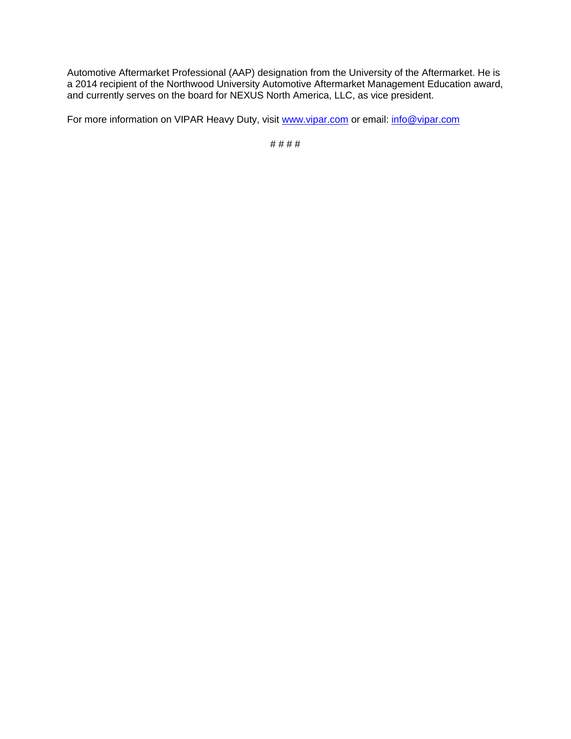Automotive Aftermarket Professional (AAP) designation from the University of the Aftermarket. He is a 2014 recipient of the Northwood University Automotive Aftermarket Management Education award, and currently serves on the board for NEXUS North America, LLC, as vice president.

For more information on VIPAR Heavy Duty, visit [www.vipar.com](http://www.vipar.com) or email: [info@vipar.com](mailto:info@vipar.com)

# # # #